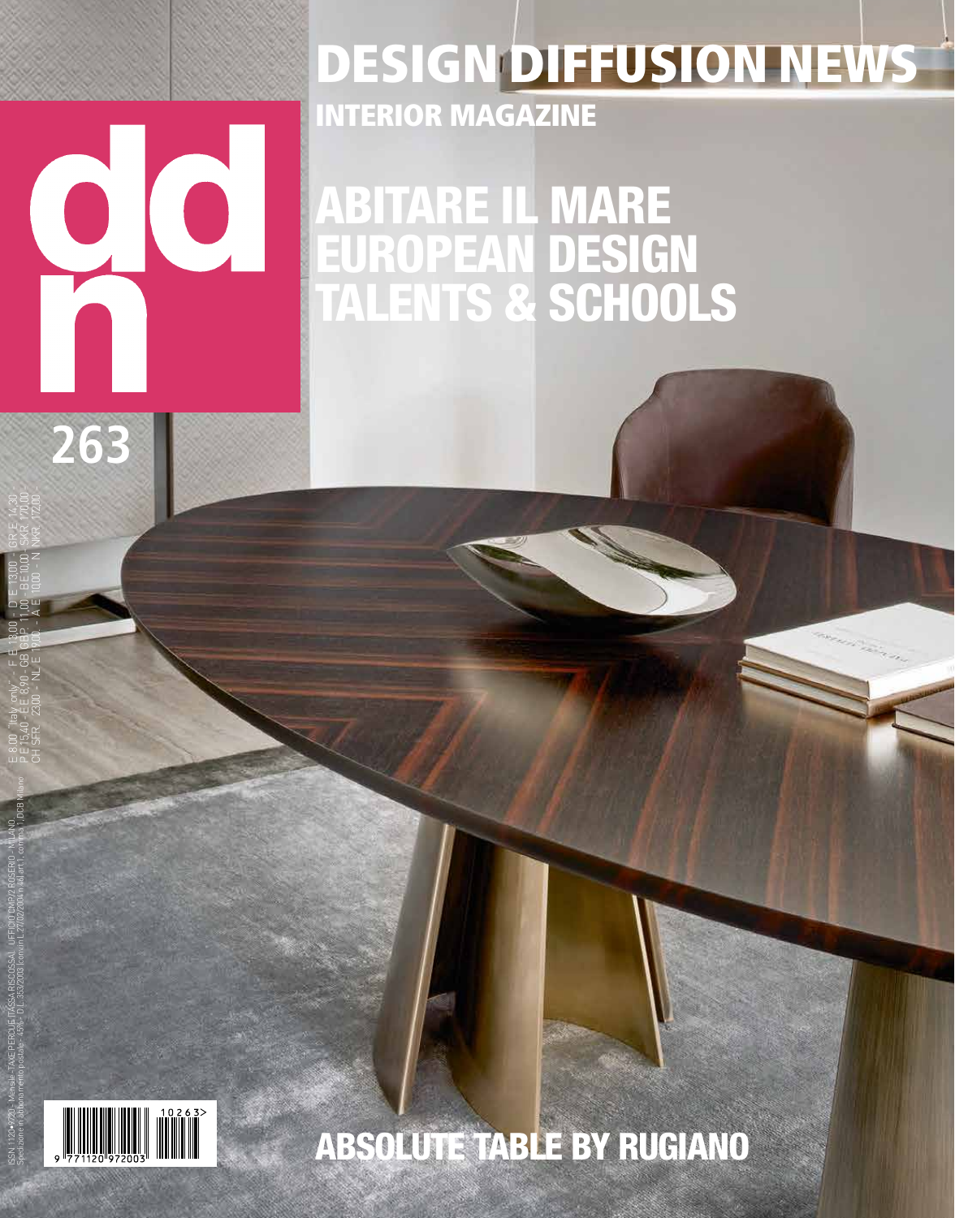# DESIGN DIFFUSION NEWS

## INTERIOR MAGAZINE

ddn

263

## ABITARE IL MARE
## EUROPEAN DESIGN
## TALENTS & SCHOOLS

E 8,00 "Italy only" - F E 13,00 - D E 13,00 - GR E 14,30 -
P E 15,40 - E E 8,90 - GB GBP 11,00 - BE 10,00 - SKR 125,00 -
CH SFR. 23,00 - NL E 19,00 - A E 10,00 - N NKR 172,00 -

ISSN 1120-9720 - Mensile - TAXE PERCUE (TASSA RISCOSSA) UFFICIO CMP/2 ROSERIO - MILANO
Spedizione in abbonamento postale - 45% - D.L. 353/2003 (conv. in L. 27/02/2004 n. 46) art. 1, comma 1, DCB Milano

ABSOLUTE TABLE BY RUGIANO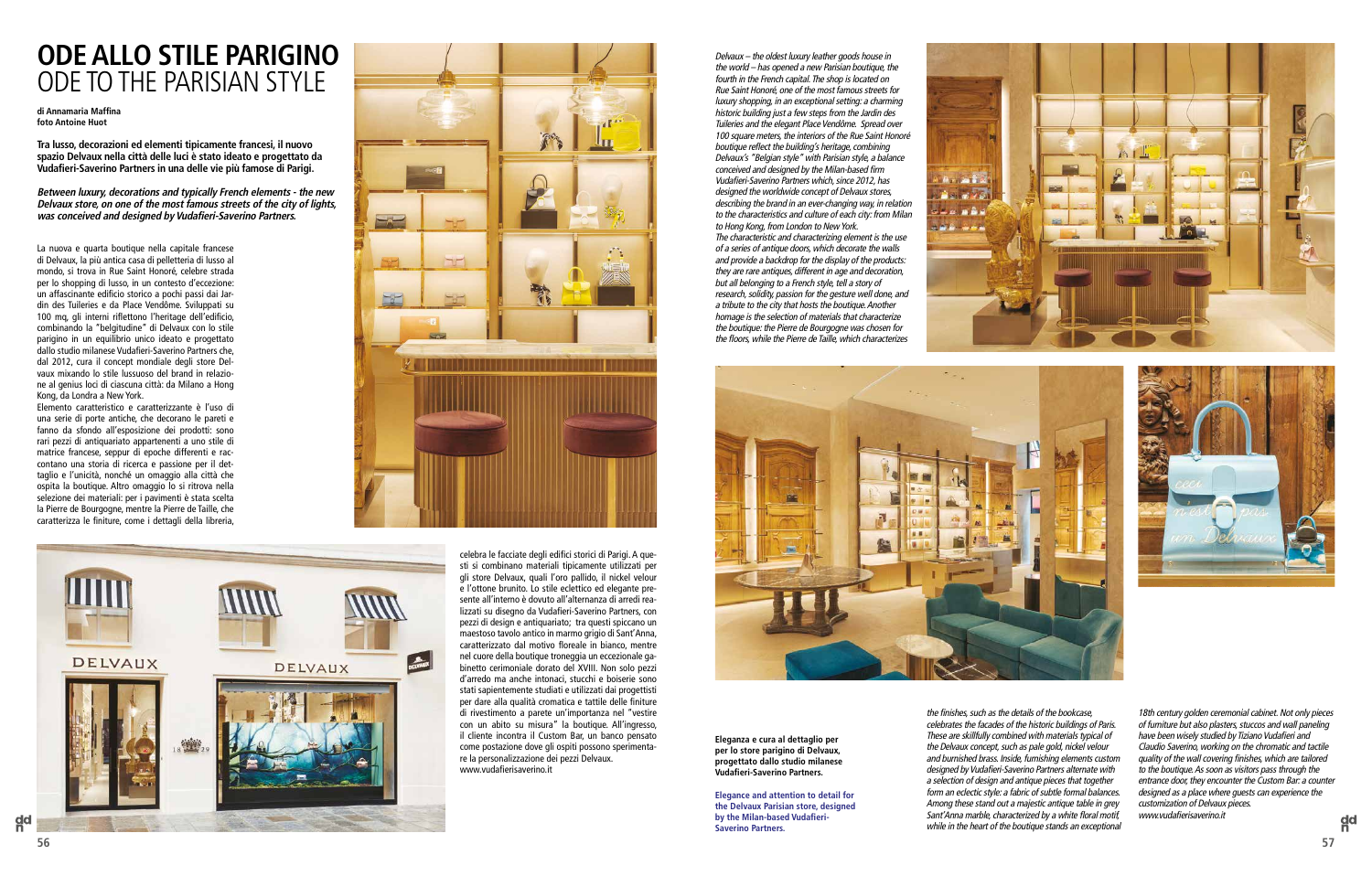# ODE ALLO STILE PARIGINO
# ODE TO THE PARISIAN STYLE

**di Annamaria Maffina**
**foto Antoine Huot**

**Tra lusso, decorazioni ed elementi tipicamente francesi, il nuovo spazio Delvaux nella città delle luci è stato ideato e progettato da Vudafieri-Saverino Partners in una delle vie più famose di Parigi.**

***Between luxury, decorations and typically French elements - the new Delvaux store, on one of the most famous streets of the city of lights, was conceived and designed by Vudafieri-Saverino Partners.***

La nuova e quarta boutique nella capitale francese di Delvaux, la più antica casa di pelletteria di lusso al mondo, si trova in Rue Saint Honoré, celebre strada per lo shopping di lusso, in un contesto d'eccezione: un affascinante edificio storico a pochi passi dai Jardin des Tuileries e da Place Vendôme. Sviluppati su 100 mq, gli interni riflettono l'heritage dell'edificio, combinando la "belgitudine" di Delvaux con lo stile parigino in un equilibrio unico ideato e progettato dallo studio milanese Vudafieri-Saverino Partners che, dal 2012, cura il concept mondiale degli store Delvaux mixando lo stile lussuoso del brand in relazione al genius loci di ciascuna città: da Milano a Hong Kong, da Londra a New York.
Elemento caratteristico e caratterizzante è l'uso di una serie di porte antiche, che decorano le pareti e fanno da sfondo all'esposizione dei prodotti: sono rari pezzi di antiquariato appartenenti a uno stile di matrice francese, seppur di epoche differenti e raccontano una storia di ricerca e passione per il dettaglio e l'unicità, nonché un omaggio alla città che ospita la boutique. Altro omaggio lo si ritrova nella selezione dei materiali: per i pavimenti è stata scelta la Pierre de Bourgogne, mentre la Pierre de Taille, che caratterizza le finiture, come i dettagli della libreria, celebra le facciate degli edifici storici di Parigi. A questi si combinano materiali tipicamente utilizzati per gli store Delvaux, quali l'oro pallido, il nickel velour e l'ottone brunito. Lo stile eclettico ed elegante presente all'interno è dovuto all'alternanza di arredi realizzati su disegno da Vudafieri-Saverino Partners, con pezzi di design e antiquariato; tra questi spiccano un maestoso tavolo antico in marmo grigio di Sant'Anna, caratterizzato dal motivo floreale in bianco, mentre nel cuore della boutique troneggia un eccezionale gabinetto cerimoniale dorato del XVIII. Non solo pezzi d'arredo ma anche intonaci, stucchi e boiserie sono stati sapientemente studiati e utilizzati dai progettisti per dare alla qualità cromatica e tattile delle finiture di rivestimento a parete un'importanza nel "vestire con un abito su misura" la boutique. All'ingresso, il cliente incontra il Custom Bar, un banco pensato come postazione dove gli ospiti possono sperimentare la personalizzazione dei pezzi Delvaux.
www.vudafierisaverino.it

*Delvaux – the oldest luxury leather goods house in the world – has opened a new Parisian boutique, the fourth in the French capital. The shop is located on Rue Saint Honoré, one of the most famous streets for luxury shopping, in an exceptional setting: a charming historic building just a few steps from the Jardin des Tuileries and the elegant Place Vendôme. Spread over 100 square meters, the interiors of the Rue Saint Honoré boutique reflect the building's heritage, combining Delvaux's "Belgian style" with Parisian style, a balance conceived and designed by the Milan-based firm Vudafieri-Saverino Partners which, since 2012, has designed the worldwide concept of Delvaux stores, describing the brand in an ever-changing way, in relation to the characteristics and culture of each city: from Milan to Hong Kong, from London to New York.*
*The characteristic and characterizing element is the use of a series of antique doors, which decorate the walls and provide a backdrop for the display of the products: they are rare antiques, different in age and decoration, but all belonging to a French style, tell a story of research, solidity, passion for the gesture well done, and a tribute to the city that hosts the boutique. Another homage is the selection of materials that characterize the boutique: the Pierre de Bourgogne was chosen for the floors, while the Pierre de Taille, which characterizes the finishes, such as the details of the bookcase, celebrates the facades of the historic buildings of Paris. These are skillfully combined with materials typical of the Delvaux concept, such as pale gold, nickel velour and burnished brass. Inside, furnishing elements custom designed by Vudafieri-Saverino Partners alternate with a selection of design and antique pieces that together form an eclectic style: a fabric of subtle formal balances. Among these stand out a majestic antique table in grey Sant'Anna marble, characterized by a white floral motif, while in the heart of the boutique stands an exceptional 18th century golden ceremonial cabinet. Not only pieces of furniture but also plasters, stuccos and wall paneling have been wisely studied by Tiziano Vudafieri and Claudio Saverino, working on the chromatic and tactile quality of the wall covering finishes, which are tailored to the boutique. As soon as visitors pass through the entrance door, they encounter the Custom Bar: a counter designed as a place where guests can experience the customization of Delvaux pieces.*
*www.vudafierisaverino.it*

**Eleganza e cura al dettaglio per lo store parigino di Delvaux, progettato dallo studio milanese Vudafieri-Saverino Partners.**

**Elegance and attention to detail for the Delvaux Parisian store, designed by the Milan-based Vudafieri-Saverino Partners.**